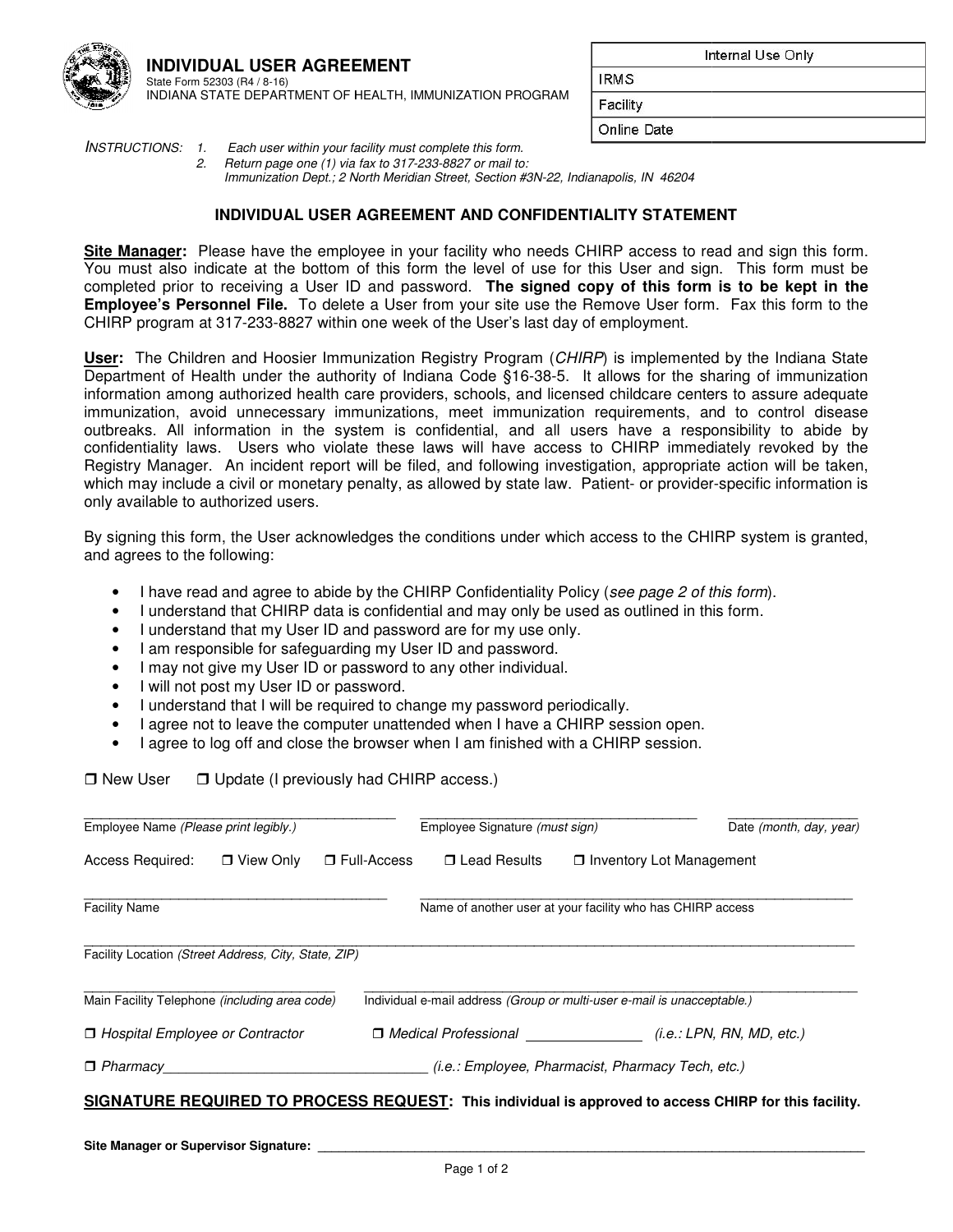# INDIVIDUAL USER AGREEMENT

State Form 52303 (R4 / 8-16)
INDIANA STATE DEPARTMENT OF HEALTH, IMMUNIZATION PROGRAM

| Internal Use Only |
|---|
| IRMS |
| Facility |
| Online Date |

*INSTRUCTIONS:*
1. *Each user within your facility must complete this form.*
2. *Return page one (1) via fax to 317-233-8827 or mail to: Immunization Dept.; 2 North Meridian Street, Section #3N-22, Indianapolis, IN 46204*

## INDIVIDUAL USER AGREEMENT AND CONFIDENTIALITY STATEMENT

**Site Manager:** Please have the employee in your facility who needs CHIRP access to read and sign this form. You must also indicate at the bottom of this form the level of use for this User and sign. This form must be completed prior to receiving a User ID and password. **The signed copy of this form is to be kept in the Employee's Personnel File.** To delete a User from your site use the Remove User form. Fax this form to the CHIRP program at 317-233-8827 within one week of the User's last day of employment.

**User:** The Children and Hoosier Immunization Registry Program (*CHIRP*) is implemented by the Indiana State Department of Health under the authority of Indiana Code §16-38-5. It allows for the sharing of immunization information among authorized health care providers, schools, and licensed childcare centers to assure adequate immunization, avoid unnecessary immunizations, meet immunization requirements, and to control disease outbreaks. All information in the system is confidential, and all users have a responsibility to abide by confidentiality laws. Users who violate these laws will have access to CHIRP immediately revoked by the Registry Manager. An incident report will be filed, and following investigation, appropriate action will be taken, which may include a civil or monetary penalty, as allowed by state law. Patient- or provider-specific information is only available to authorized users.

By signing this form, the User acknowledges the conditions under which access to the CHIRP system is granted, and agrees to the following:

- I have read and agree to abide by the CHIRP Confidentiality Policy (*see page 2 of this form*).
- I understand that CHIRP data is confidential and may only be used as outlined in this form.
- I understand that my User ID and password are for my use only.
- I am responsible for safeguarding my User ID and password.
- I may not give my User ID or password to any other individual.
- I will not post my User ID or password.
- I understand that I will be required to change my password periodically.
- I agree not to leave the computer unattended when I have a CHIRP session open.
- I agree to log off and close the browser when I am finished with a CHIRP session.

❒ New User ❒ Update (I previously had CHIRP access.)

_______________________ _______________________ _______________
Employee Name *(Please print legibly.)* Employee Signature *(must sign)* Date *(month, day, year)*

Access Required: ❒ View Only ❒ Full-Access ❒ Lead Results ❒ Inventory Lot Management

_______________________ _______________________
Facility Name Name of another user at your facility who has CHIRP access

_______________________________________________
Facility Location *(Street Address, City, State, ZIP)*

_______________________ _______________________
Main Facility Telephone *(including area code)* Individual e-mail address *(Group or multi-user e-mail is unacceptable.)*

❒ *Hospital Employee or Contractor* ❒ *Medical Professional* ____________ *(i.e.: LPN, RN, MD, etc.)*

❒ *Pharmacy*____________________ *(i.e.: Employee, Pharmacist, Pharmacy Tech, etc.)*

**SIGNATURE REQUIRED TO PROCESS REQUEST: This individual is approved to access CHIRP for this facility.**

**Site Manager or Supervisor Signature:** _______________________________________________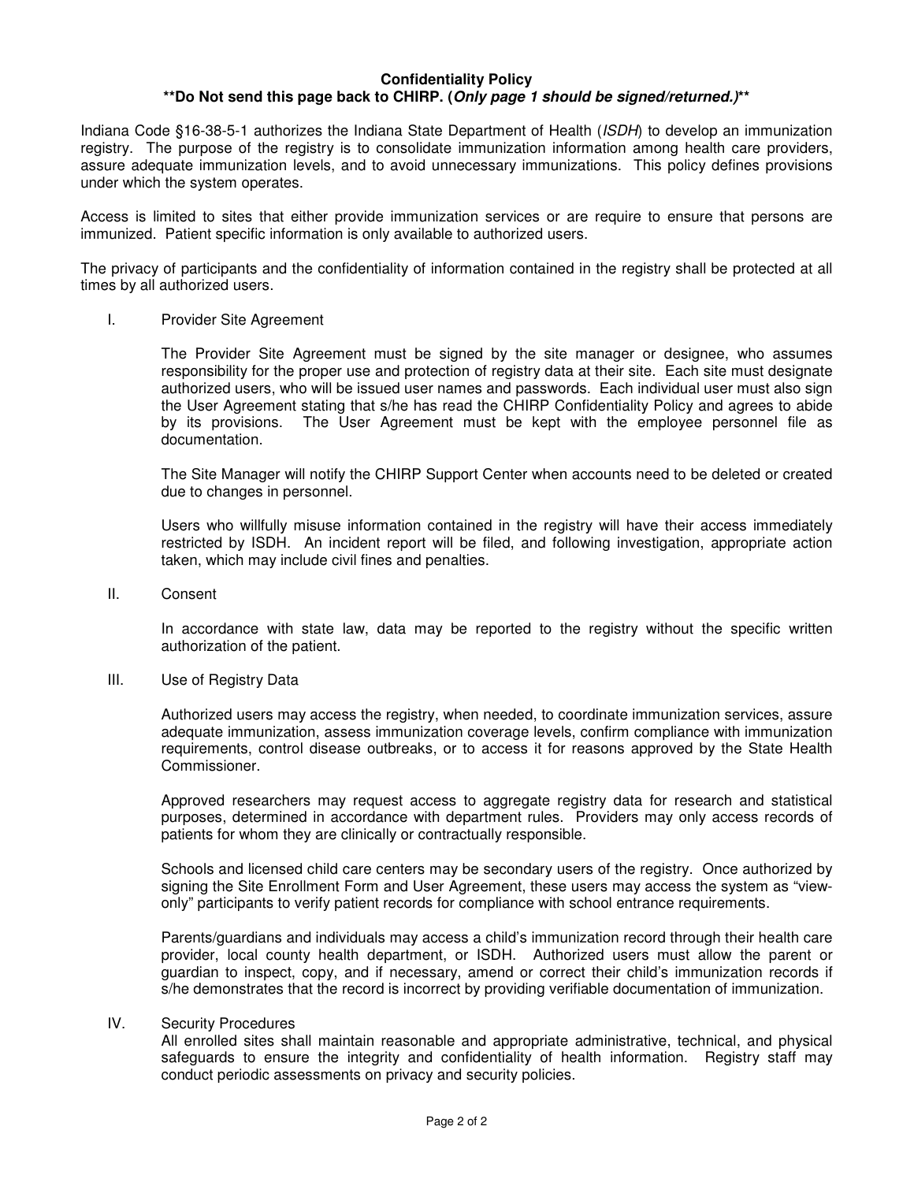# Confidentiality Policy

**\*\*Do Not send this page back to CHIRP. (*Only page 1 should be signed/returned.)*\*\***

Indiana Code §16-38-5-1 authorizes the Indiana State Department of Health (*ISDH*) to develop an immunization registry. The purpose of the registry is to consolidate immunization information among health care providers, assure adequate immunization levels, and to avoid unnecessary immunizations. This policy defines provisions under which the system operates.

Access is limited to sites that either provide immunization services or are require to ensure that persons are immunized. Patient specific information is only available to authorized users.

The privacy of participants and the confidentiality of information contained in the registry shall be protected at all times by all authorized users.

## I. Provider Site Agreement

The Provider Site Agreement must be signed by the site manager or designee, who assumes responsibility for the proper use and protection of registry data at their site. Each site must designate authorized users, who will be issued user names and passwords. Each individual user must also sign the User Agreement stating that s/he has read the CHIRP Confidentiality Policy and agrees to abide by its provisions. The User Agreement must be kept with the employee personnel file as documentation.

The Site Manager will notify the CHIRP Support Center when accounts need to be deleted or created due to changes in personnel.

Users who willfully misuse information contained in the registry will have their access immediately restricted by ISDH. An incident report will be filed, and following investigation, appropriate action taken, which may include civil fines and penalties.

## II. Consent

In accordance with state law, data may be reported to the registry without the specific written authorization of the patient.

## III. Use of Registry Data

Authorized users may access the registry, when needed, to coordinate immunization services, assure adequate immunization, assess immunization coverage levels, confirm compliance with immunization requirements, control disease outbreaks, or to access it for reasons approved by the State Health Commissioner.

Approved researchers may request access to aggregate registry data for research and statistical purposes, determined in accordance with department rules. Providers may only access records of patients for whom they are clinically or contractually responsible.

Schools and licensed child care centers may be secondary users of the registry. Once authorized by signing the Site Enrollment Form and User Agreement, these users may access the system as "view-only" participants to verify patient records for compliance with school entrance requirements.

Parents/guardians and individuals may access a child's immunization record through their health care provider, local county health department, or ISDH. Authorized users must allow the parent or guardian to inspect, copy, and if necessary, amend or correct their child's immunization records if s/he demonstrates that the record is incorrect by providing verifiable documentation of immunization.

## IV. Security Procedures

All enrolled sites shall maintain reasonable and appropriate administrative, technical, and physical safeguards to ensure the integrity and confidentiality of health information. Registry staff may conduct periodic assessments on privacy and security policies.